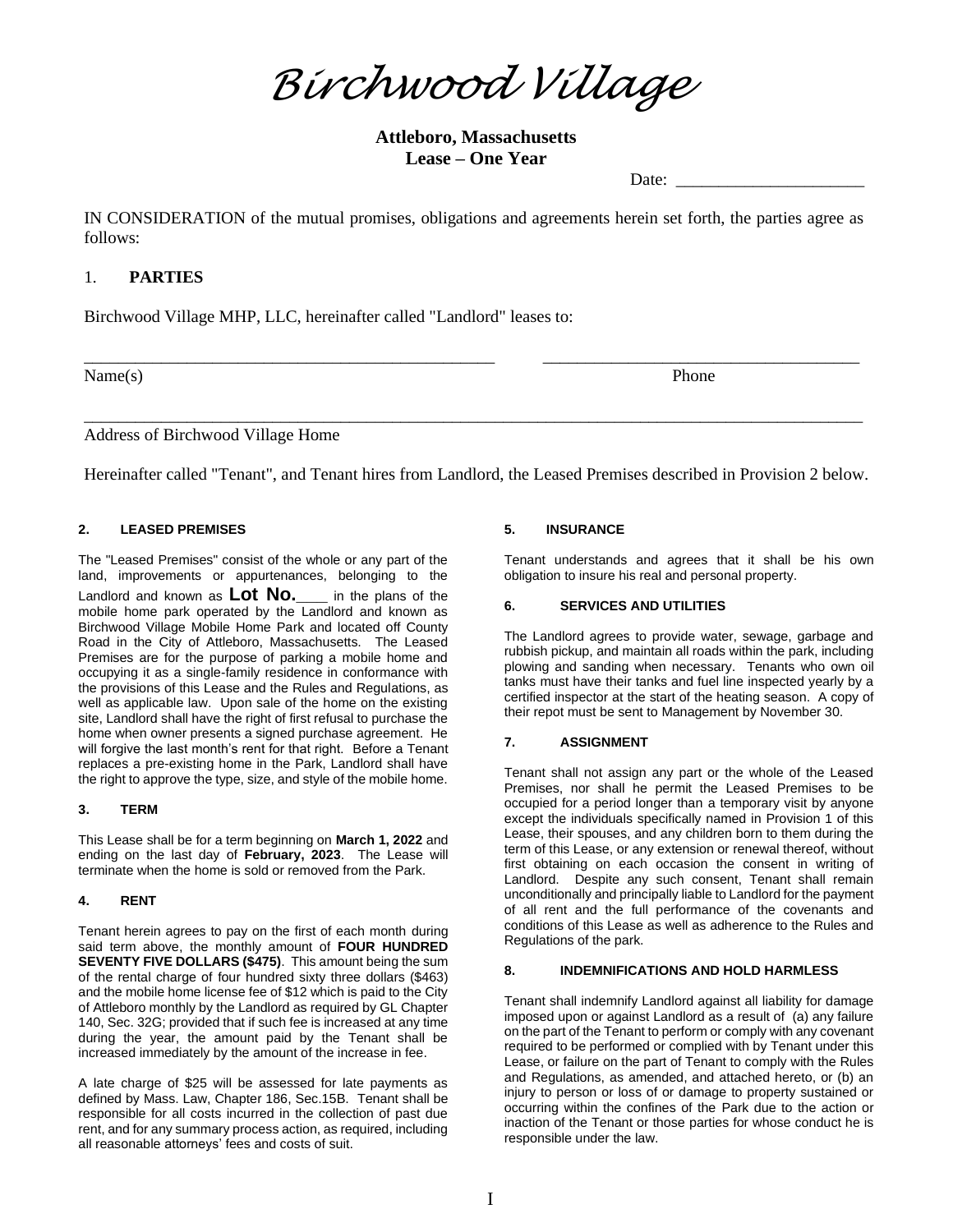# *Birchwood Village*

**Attleboro, Massachusetts**
**Lease – One Year**

Date: ______________________

IN CONSIDERATION of the mutual promises, obligations and agreements herein set forth, the parties agree as follows:

## 1. PARTIES

Birchwood Village MHP, LLC, hereinafter called "Landlord" leases to:

_________________________________________________ _____________________________________

Name(s) Phone

_____________________________________________________________________________________________

Address of Birchwood Village Home

Hereinafter called "Tenant", and Tenant hires from Landlord, the Leased Premises described in Provision 2 below.

### 2. LEASED PREMISES

The "Leased Premises" consist of the whole or any part of the land, improvements or appurtenances, belonging to the Landlord and known as **Lot No.**____ in the plans of the mobile home park operated by the Landlord and known as Birchwood Village Mobile Home Park and located off County Road in the City of Attleboro, Massachusetts. The Leased Premises are for the purpose of parking a mobile home and occupying it as a single-family residence in conformance with the provisions of this Lease and the Rules and Regulations, as well as applicable law. Upon sale of the home on the existing site, Landlord shall have the right of first refusal to purchase the home when owner presents a signed purchase agreement. He will forgive the last month's rent for that right. Before a Tenant replaces a pre-existing home in the Park, Landlord shall have the right to approve the type, size, and style of the mobile home.

### 3. TERM

This Lease shall be for a term beginning on **March 1, 2022** and ending on the last day of **February, 2023**. The Lease will terminate when the home is sold or removed from the Park.

### 4. RENT

Tenant herein agrees to pay on the first of each month during said term above, the monthly amount of **FOUR HUNDRED SEVENTY FIVE DOLLARS ($475)**. This amount being the sum of the rental charge of four hundred sixty three dollars ($463) and the mobile home license fee of $12 which is paid to the City of Attleboro monthly by the Landlord as required by GL Chapter 140, Sec. 32G; provided that if such fee is increased at any time during the year, the amount paid by the Tenant shall be increased immediately by the amount of the increase in fee.

A late charge of $25 will be assessed for late payments as defined by Mass. Law, Chapter 186, Sec.15B. Tenant shall be responsible for all costs incurred in the collection of past due rent, and for any summary process action, as required, including all reasonable attorneys' fees and costs of suit.

### 5. INSURANCE

Tenant understands and agrees that it shall be his own obligation to insure his real and personal property.

### 6. SERVICES AND UTILITIES

The Landlord agrees to provide water, sewage, garbage and rubbish pickup, and maintain all roads within the park, including plowing and sanding when necessary. Tenants who own oil tanks must have their tanks and fuel line inspected yearly by a certified inspector at the start of the heating season. A copy of their repot must be sent to Management by November 30.

### 7. ASSIGNMENT

Tenant shall not assign any part or the whole of the Leased Premises, nor shall he permit the Leased Premises to be occupied for a period longer than a temporary visit by anyone except the individuals specifically named in Provision 1 of this Lease, their spouses, and any children born to them during the term of this Lease, or any extension or renewal thereof, without first obtaining on each occasion the consent in writing of Landlord. Despite any such consent, Tenant shall remain unconditionally and principally liable to Landlord for the payment of all rent and the full performance of the covenants and conditions of this Lease as well as adherence to the Rules and Regulations of the park.

### 8. INDEMNIFICATIONS AND HOLD HARMLESS

Tenant shall indemnify Landlord against all liability for damage imposed upon or against Landlord as a result of (a) any failure on the part of the Tenant to perform or comply with any covenant required to be performed or complied with by Tenant under this Lease, or failure on the part of Tenant to comply with the Rules and Regulations, as amended, and attached hereto, or (b) an injury to person or loss of or damage to property sustained or occurring within the confines of the Park due to the action or inaction of the Tenant or those parties for whose conduct he is responsible under the law.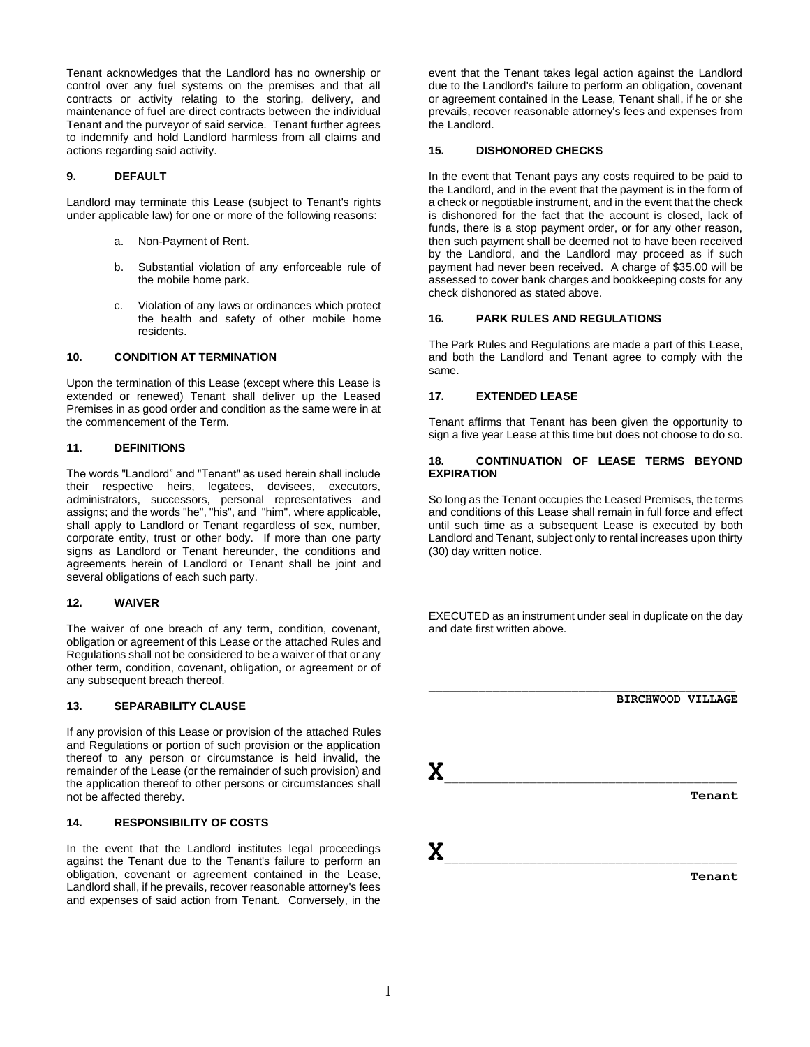Tenant acknowledges that the Landlord has no ownership or control over any fuel systems on the premises and that all contracts or activity relating to the storing, delivery, and maintenance of fuel are direct contracts between the individual Tenant and the purveyor of said service. Tenant further agrees to indemnify and hold Landlord harmless from all claims and actions regarding said activity.

### 9. DEFAULT

Landlord may terminate this Lease (subject to Tenant's rights under applicable law) for one or more of the following reasons:

a. Non-Payment of Rent.

b. Substantial violation of any enforceable rule of the mobile home park.

c. Violation of any laws or ordinances which protect the health and safety of other mobile home residents.

### 10. CONDITION AT TERMINATION

Upon the termination of this Lease (except where this Lease is extended or renewed) Tenant shall deliver up the Leased Premises in as good order and condition as the same were in at the commencement of the Term.

### 11. DEFINITIONS

The words "Landlord" and "Tenant" as used herein shall include their respective heirs, legatees, devisees, executors, administrators, successors, personal representatives and assigns; and the words "he", "his", and "him", where applicable, shall apply to Landlord or Tenant regardless of sex, number, corporate entity, trust or other body. If more than one party signs as Landlord or Tenant hereunder, the conditions and agreements herein of Landlord or Tenant shall be joint and several obligations of each such party.

### 12. WAIVER

The waiver of one breach of any term, condition, covenant, obligation or agreement of this Lease or the attached Rules and Regulations shall not be considered to be a waiver of that or any other term, condition, covenant, obligation, or agreement or of any subsequent breach thereof.

### 13. SEPARABILITY CLAUSE

If any provision of this Lease or provision of the attached Rules and Regulations or portion of such provision or the application thereof to any person or circumstance is held invalid, the remainder of the Lease (or the remainder of such provision) and the application thereof to other persons or circumstances shall not be affected thereby.

### 14. RESPONSIBILITY OF COSTS

In the event that the Landlord institutes legal proceedings against the Tenant due to the Tenant's failure to perform an obligation, covenant or agreement contained in the Lease, Landlord shall, if he prevails, recover reasonable attorney's fees and expenses of said action from Tenant. Conversely, in the event that the Tenant takes legal action against the Landlord due to the Landlord's failure to perform an obligation, covenant or agreement contained in the Lease, Tenant shall, if he or she prevails, recover reasonable attorney's fees and expenses from the Landlord.

### 15. DISHONORED CHECKS

In the event that Tenant pays any costs required to be paid to the Landlord, and in the event that the payment is in the form of a check or negotiable instrument, and in the event that the check is dishonored for the fact that the account is closed, lack of funds, there is a stop payment order, or for any other reason, then such payment shall be deemed not to have been received by the Landlord, and the Landlord may proceed as if such payment had never been received. A charge of $35.00 will be assessed to cover bank charges and bookkeeping costs for any check dishonored as stated above.

### 16. PARK RULES AND REGULATIONS

The Park Rules and Regulations are made a part of this Lease, and both the Landlord and Tenant agree to comply with the same.

### 17. EXTENDED LEASE

Tenant affirms that Tenant has been given the opportunity to sign a five year Lease at this time but does not choose to do so.

### 18. CONTINUATION OF LEASE TERMS BEYOND EXPIRATION

So long as the Tenant occupies the Leased Premises, the terms and conditions of this Lease shall remain in full force and effect until such time as a subsequent Lease is executed by both Landlord and Tenant, subject only to rental increases upon thirty (30) day written notice.

EXECUTED as an instrument under seal in duplicate on the day and date first written above.

\_\_\_\_\_\_\_\_\_\_\_\_\_\_\_\_\_\_\_\_\_\_\_\_\_\_\_\_\_\_\_\_\_\_\_\_\_\_\_\_
**BIRCHWOOD VILLAGE**

**X**\_\_\_\_\_\_\_\_\_\_\_\_\_\_\_\_\_\_\_\_\_\_\_\_\_\_\_\_\_\_\_\_\_\_\_\_\_\_\_\_
**Tenant**

**X**\_\_\_\_\_\_\_\_\_\_\_\_\_\_\_\_\_\_\_\_\_\_\_\_\_\_\_\_\_\_\_\_\_\_\_\_\_\_\_\_
**Tenant**